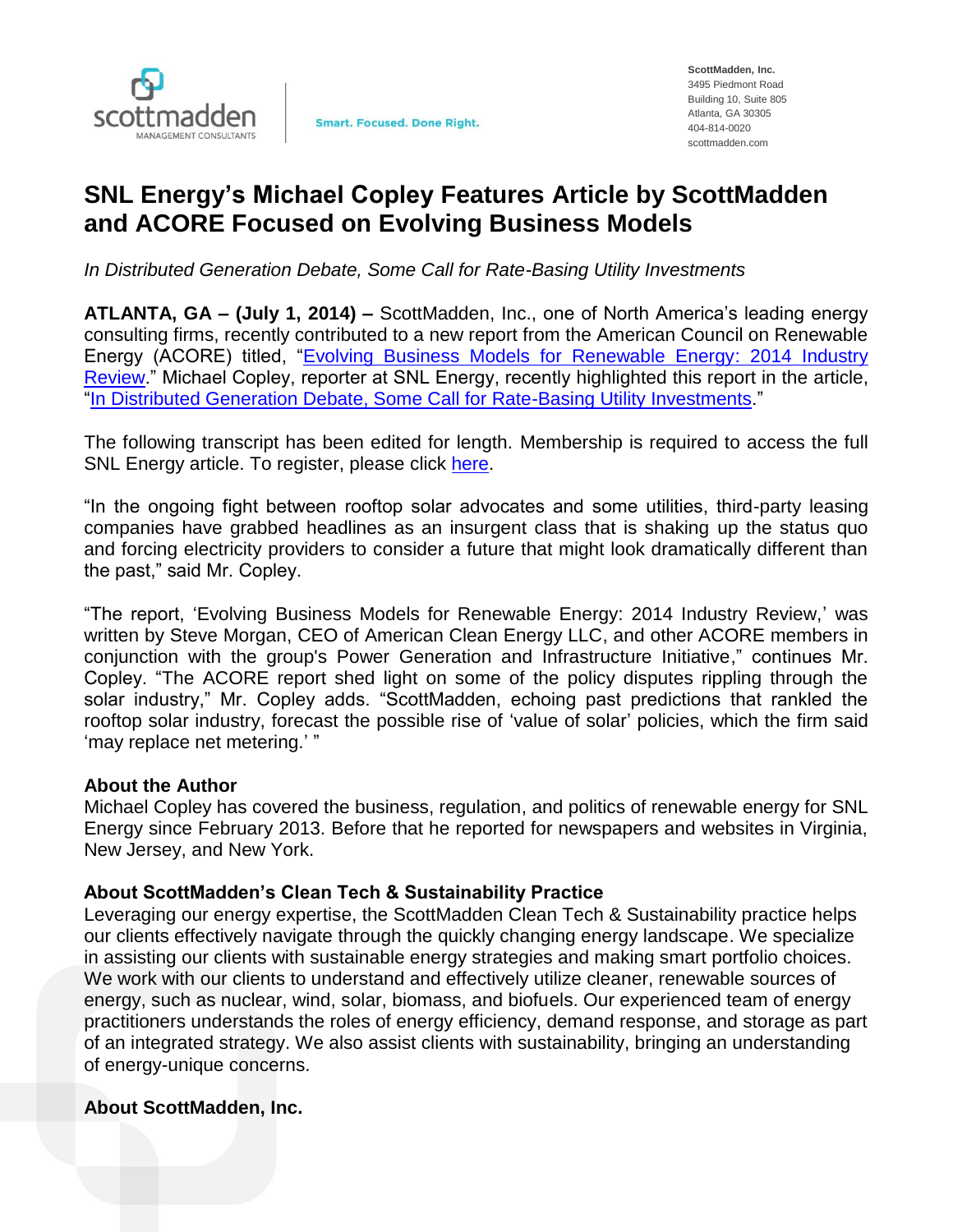scottmadden
MANAGEMENT CONSULTANTS

Smart. Focused. Done Right.

**ScottMadden, Inc.**
3495 Piedmont Road
Building 10, Suite 805
Atlanta, GA 30305
404-814-0020
scottmadden.com

# SNL Energy's Michael Copley Features Article by ScottMadden and ACORE Focused on Evolving Business Models

*In Distributed Generation Debate, Some Call for Rate-Basing Utility Investments*

**ATLANTA, GA – (July 1, 2014) –** ScottMadden, Inc., one of North America's leading energy consulting firms, recently contributed to a new report from the American Council on Renewable Energy (ACORE) titled, "Evolving Business Models for Renewable Energy: 2014 Industry Review." Michael Copley, reporter at SNL Energy, recently highlighted this report in the article, "In Distributed Generation Debate, Some Call for Rate-Basing Utility Investments."

The following transcript has been edited for length. Membership is required to access the full SNL Energy article. To register, please click here.

"In the ongoing fight between rooftop solar advocates and some utilities, third-party leasing companies have grabbed headlines as an insurgent class that is shaking up the status quo and forcing electricity providers to consider a future that might look dramatically different than the past," said Mr. Copley.

"The report, 'Evolving Business Models for Renewable Energy: 2014 Industry Review,' was written by Steve Morgan, CEO of American Clean Energy LLC, and other ACORE members in conjunction with the group's Power Generation and Infrastructure Initiative," continues Mr. Copley. "The ACORE report shed light on some of the policy disputes rippling through the solar industry," Mr. Copley adds. "ScottMadden, echoing past predictions that rankled the rooftop solar industry, forecast the possible rise of 'value of solar' policies, which the firm said 'may replace net metering.' "

**About the Author**
Michael Copley has covered the business, regulation, and politics of renewable energy for SNL Energy since February 2013. Before that he reported for newspapers and websites in Virginia, New Jersey, and New York.

**About ScottMadden's Clean Tech & Sustainability Practice**
Leveraging our energy expertise, the ScottMadden Clean Tech & Sustainability practice helps our clients effectively navigate through the quickly changing energy landscape. We specialize in assisting our clients with sustainable energy strategies and making smart portfolio choices. We work with our clients to understand and effectively utilize cleaner, renewable sources of energy, such as nuclear, wind, solar, biomass, and biofuels. Our experienced team of energy practitioners understands the roles of energy efficiency, demand response, and storage as part of an integrated strategy. We also assist clients with sustainability, bringing an understanding of energy-unique concerns.

**About ScottMadden, Inc.**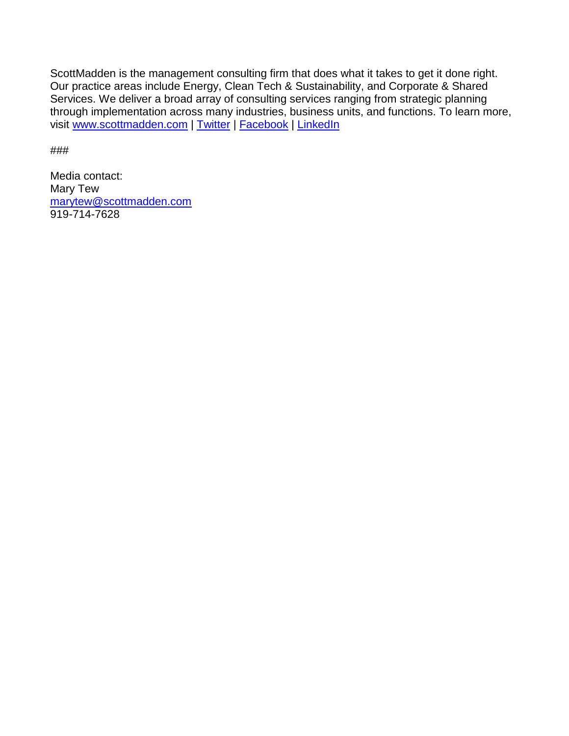ScottMadden is the management consulting firm that does what it takes to get it done right. Our practice areas include Energy, Clean Tech & Sustainability, and Corporate & Shared Services. We deliver a broad array of consulting services ranging from strategic planning through implementation across many industries, business units, and functions. To learn more, visit www.scottmadden.com | Twitter | Facebook | LinkedIn

###

Media contact:  
Mary Tew  
marytew@scottmadden.com  
919-714-7628